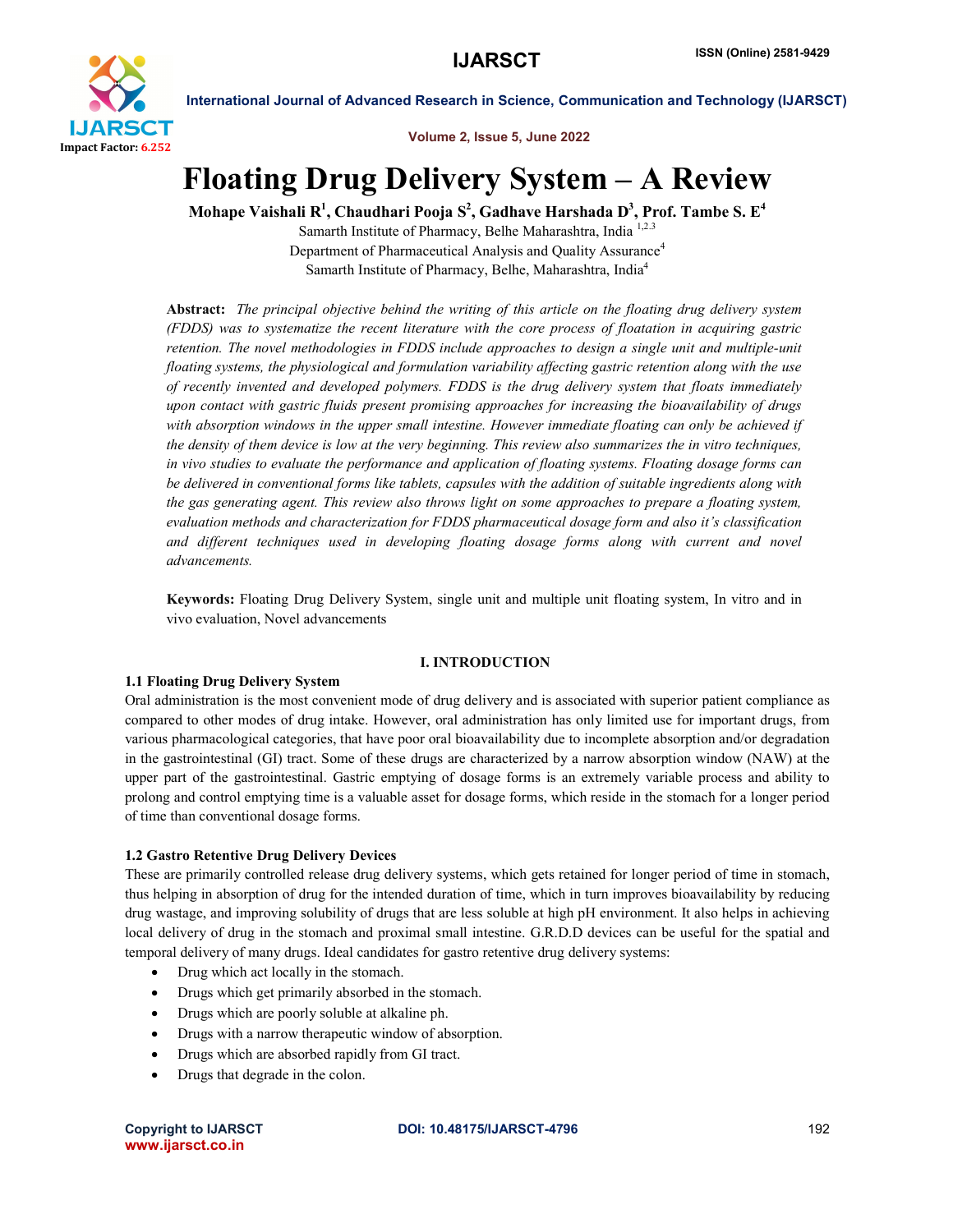# Floating Drug Delivery System – A Review

**Mohape Vaishali R[1], Chaudhari Pooja S[2], Gadhave Harshada D[3], Prof. Tambe S. E[4]**

Samarth Institute of Pharmacy, Belhe Maharashtra, India [1,2,3]

Department of Pharmaceutical Analysis and Quality Assurance[4]

Samarth Institute of Pharmacy, Belhe, Maharashtra, India[4]

**Abstract:** *The principal objective behind the writing of this article on the floating drug delivery system (FDDS) was to systematize the recent literature with the core process of floatation in acquiring gastric retention. The novel methodologies in FDDS include approaches to design a single unit and multiple-unit floating systems, the physiological and formulation variability affecting gastric retention along with the use of recently invented and developed polymers. FDDS is the drug delivery system that floats immediately upon contact with gastric fluids present promising approaches for increasing the bioavailability of drugs with absorption windows in the upper small intestine. However immediate floating can only be achieved if the density of them device is low at the very beginning. This review also summarizes the in vitro techniques, in vivo studies to evaluate the performance and application of floating systems. Floating dosage forms can be delivered in conventional forms like tablets, capsules with the addition of suitable ingredients along with the gas generating agent. This review also throws light on some approaches to prepare a floating system, evaluation methods and characterization for FDDS pharmaceutical dosage form and also it's classification and different techniques used in developing floating dosage forms along with current and novel advancements.*

**Keywords:** Floating Drug Delivery System, single unit and multiple unit floating system, In vitro and in vivo evaluation, Novel advancements

## I. INTRODUCTION

### 1.1 Floating Drug Delivery System

Oral administration is the most convenient mode of drug delivery and is associated with superior patient compliance as compared to other modes of drug intake. However, oral administration has only limited use for important drugs, from various pharmacological categories, that have poor oral bioavailability due to incomplete absorption and/or degradation in the gastrointestinal (GI) tract. Some of these drugs are characterized by a narrow absorption window (NAW) at the upper part of the gastrointestinal. Gastric emptying of dosage forms is an extremely variable process and ability to prolong and control emptying time is a valuable asset for dosage forms, which reside in the stomach for a longer period of time than conventional dosage forms.

### 1.2 Gastro Retentive Drug Delivery Devices

These are primarily controlled release drug delivery systems, which gets retained for longer period of time in stomach, thus helping in absorption of drug for the intended duration of time, which in turn improves bioavailability by reducing drug wastage, and improving solubility of drugs that are less soluble at high pH environment. It also helps in achieving local delivery of drug in the stomach and proximal small intestine. G.R.D.D devices can be useful for the spatial and temporal delivery of many drugs. Ideal candidates for gastro retentive drug delivery systems:

- Drug which act locally in the stomach.
- Drugs which get primarily absorbed in the stomach.
- Drugs which are poorly soluble at alkaline ph.
- Drugs with a narrow therapeutic window of absorption.
- Drugs which are absorbed rapidly from GI tract.
- Drugs that degrade in the colon.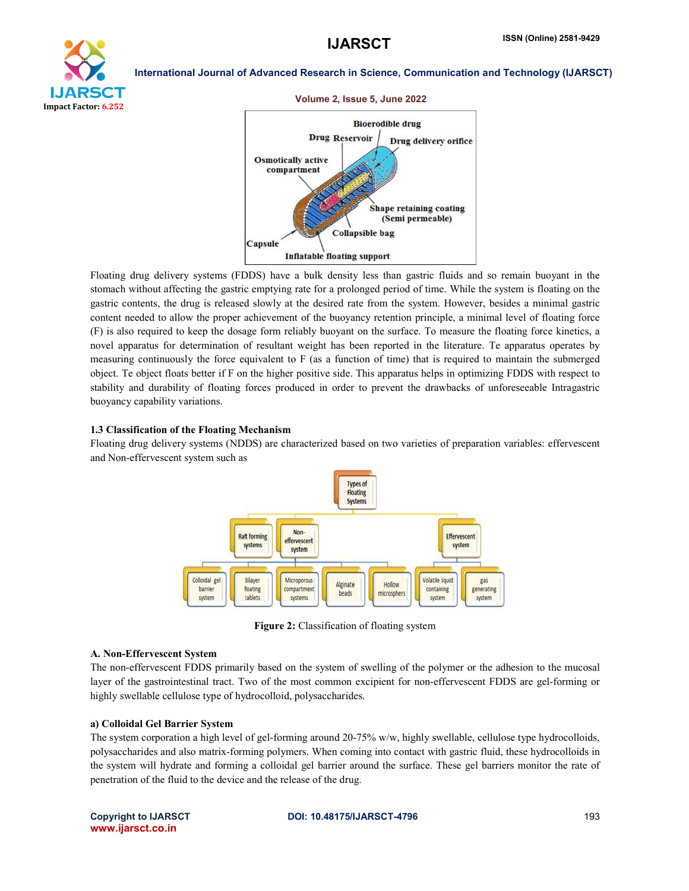Floating drug delivery systems (FDDS) have a bulk density less than gastric fluids and so remain buoyant in the stomach without affecting the gastric emptying rate for a prolonged period of time. While the system is floating on the gastric contents, the drug is released slowly at the desired rate from the system. However, besides a minimal gastric content needed to allow the proper achievement of the buoyancy retention principle, a minimal level of floating force (F) is also required to keep the dosage form reliably buoyant on the surface. To measure the floating force kinetics, a novel apparatus for determination of resultant weight has been reported in the literature. Te apparatus operates by measuring continuously the force equivalent to F (as a function of time) that is required to maintain the submerged object. Te object floats better if F on the higher positive side. This apparatus helps in optimizing FDDS with respect to stability and durability of floating forces produced in order to prevent the drawbacks of unforeseeable Intragastric buoyancy capability variations.

### 1.3 Classification of the Floating Mechanism

Floating drug delivery systems (NDDS) are characterized based on two varieties of preparation variables: effervescent and Non-effervescent system such as

**Figure 2:** Classification of floating system

### A. Non-Effervescent System

The non-effervescent FDDS primarily based on the system of swelling of the polymer or the adhesion to the mucosal layer of the gastrointestinal tract. Two of the most common excipient for non-effervescent FDDS are gel-forming or highly swellable cellulose type of hydrocolloid, polysaccharides.

#### a) Colloidal Gel Barrier System

The system corporation a high level of gel-forming around 20-75% w/w, highly swellable, cellulose type hydrocolloids, polysaccharides and also matrix-forming polymers. When coming into contact with gastric fluid, these hydrocolloids in the system will hydrate and forming a colloidal gel barrier around the surface. These gel barriers monitor the rate of penetration of the fluid to the device and the release of the drug.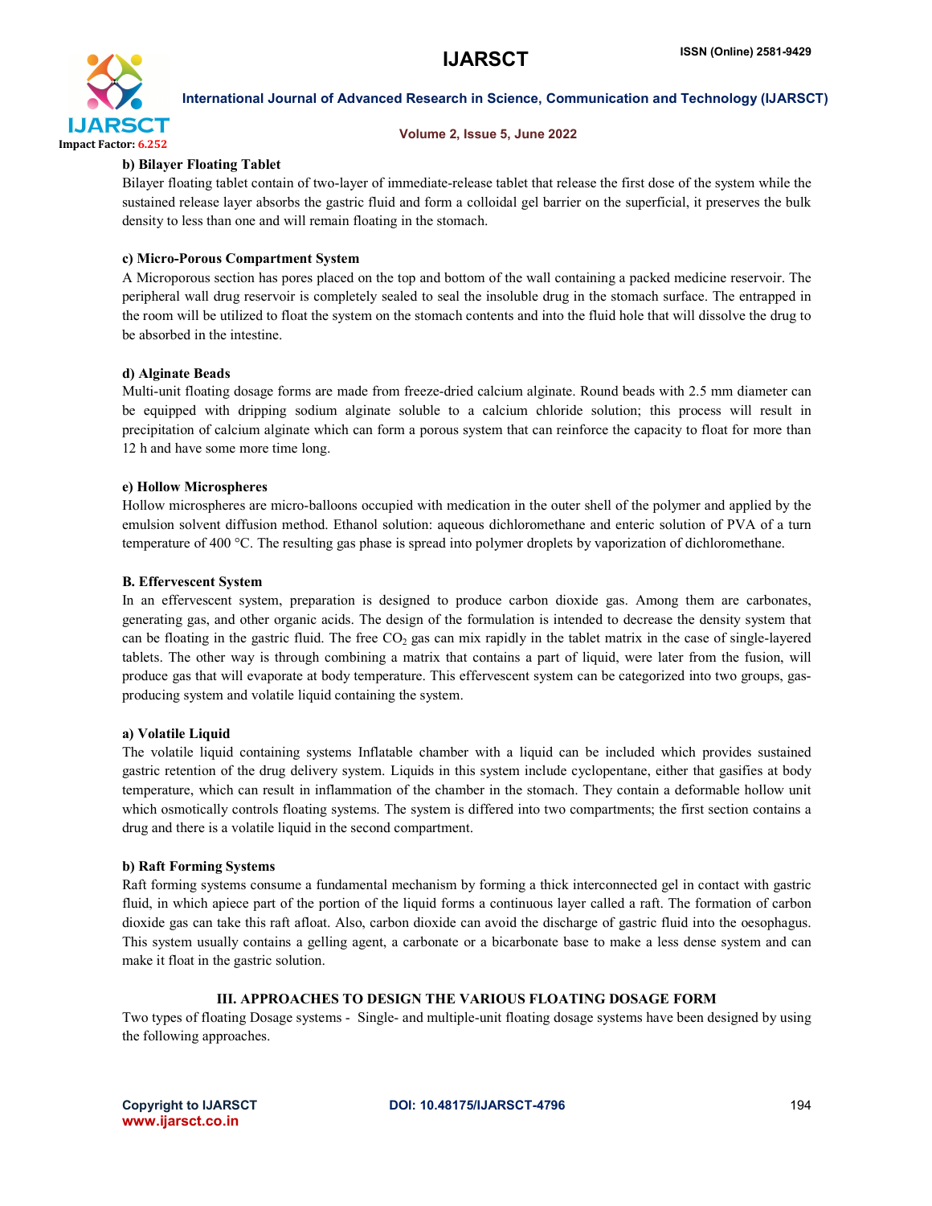**b) Bilayer Floating Tablet**

Bilayer floating tablet contain of two-layer of immediate-release tablet that release the first dose of the system while the sustained release layer absorbs the gastric fluid and form a colloidal gel barrier on the superficial, it preserves the bulk density to less than one and will remain floating in the stomach.

**c) Micro-Porous Compartment System**

A Microporous section has pores placed on the top and bottom of the wall containing a packed medicine reservoir. The peripheral wall drug reservoir is completely sealed to seal the insoluble drug in the stomach surface. The entrapped in the room will be utilized to float the system on the stomach contents and into the fluid hole that will dissolve the drug to be absorbed in the intestine.

**d) Alginate Beads**

Multi-unit floating dosage forms are made from freeze-dried calcium alginate. Round beads with 2.5 mm diameter can be equipped with dripping sodium alginate soluble to a calcium chloride solution; this process will result in precipitation of calcium alginate which can form a porous system that can reinforce the capacity to float for more than 12 h and have some more time long.

**e) Hollow Microspheres**

Hollow microspheres are micro-balloons occupied with medication in the outer shell of the polymer and applied by the emulsion solvent diffusion method. Ethanol solution: aqueous dichloromethane and enteric solution of PVA of a turn temperature of 400 °C. The resulting gas phase is spread into polymer droplets by vaporization of dichloromethane.

**B. Effervescent System**

In an effervescent system, preparation is designed to produce carbon dioxide gas. Among them are carbonates, generating gas, and other organic acids. The design of the formulation is intended to decrease the density system that can be floating in the gastric fluid. The free $CO_2$ gas can mix rapidly in the tablet matrix in the case of single-layered tablets. The other way is through combining a matrix that contains a part of liquid, were later from the fusion, will produce gas that will evaporate at body temperature. This effervescent system can be categorized into two groups, gas-producing system and volatile liquid containing the system.

**a) Volatile Liquid**

The volatile liquid containing systems Inflatable chamber with a liquid can be included which provides sustained gastric retention of the drug delivery system. Liquids in this system include cyclopentane, either that gasifies at body temperature, which can result in inflammation of the chamber in the stomach. They contain a deformable hollow unit which osmotically controls floating systems. The system is differed into two compartments; the first section contains a drug and there is a volatile liquid in the second compartment.

**b) Raft Forming Systems**

Raft forming systems consume a fundamental mechanism by forming a thick interconnected gel in contact with gastric fluid, in which apiece part of the portion of the liquid forms a continuous layer called a raft. The formation of carbon dioxide gas can take this raft afloat. Also, carbon dioxide can avoid the discharge of gastric fluid into the oesophagus. This system usually contains a gelling agent, a carbonate or a bicarbonate base to make a less dense system and can make it float in the gastric solution.

## III. APPROACHES TO DESIGN THE VARIOUS FLOATING DOSAGE FORM

Two types of floating Dosage systems - Single- and multiple-unit floating dosage systems have been designed by using the following approaches.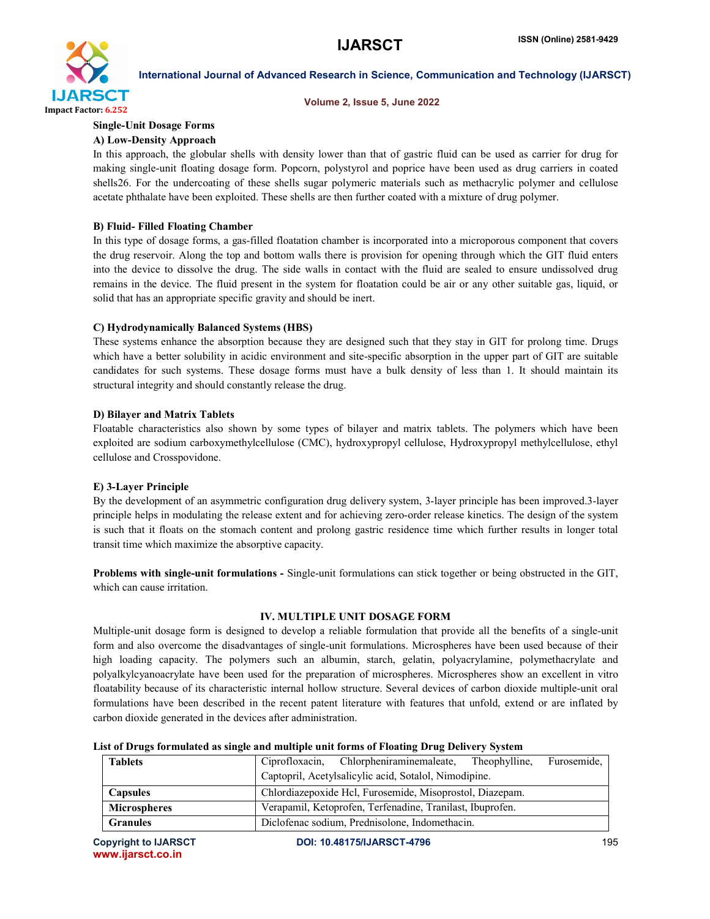**Single-Unit Dosage Forms**

**A) Low-Density Approach**

In this approach, the globular shells with density lower than that of gastric fluid can be used as carrier for drug for making single-unit floating dosage form. Popcorn, polystyrol and poprice have been used as drug carriers in coated shells26. For the undercoating of these shells sugar polymeric materials such as methacrylic polymer and cellulose acetate phthalate have been exploited. These shells are then further coated with a mixture of drug polymer.

**B) Fluid- Filled Floating Chamber**

In this type of dosage forms, a gas-filled floatation chamber is incorporated into a microporous component that covers the drug reservoir. Along the top and bottom walls there is provision for opening through which the GIT fluid enters into the device to dissolve the drug. The side walls in contact with the fluid are sealed to ensure undissolved drug remains in the device. The fluid present in the system for floatation could be air or any other suitable gas, liquid, or solid that has an appropriate specific gravity and should be inert.

**C) Hydrodynamically Balanced Systems (HBS)**

These systems enhance the absorption because they are designed such that they stay in GIT for prolong time. Drugs which have a better solubility in acidic environment and site-specific absorption in the upper part of GIT are suitable candidates for such systems. These dosage forms must have a bulk density of less than 1. It should maintain its structural integrity and should constantly release the drug.

**D) Bilayer and Matrix Tablets**

Floatable characteristics also shown by some types of bilayer and matrix tablets. The polymers which have been exploited are sodium carboxymethylcellulose (CMC), hydroxypropyl cellulose, Hydroxypropyl methylcellulose, ethyl cellulose and Crosspovidone.

**E) 3-Layer Principle**

By the development of an asymmetric configuration drug delivery system, 3-layer principle has been improved.3-layer principle helps in modulating the release extent and for achieving zero-order release kinetics. The design of the system is such that it floats on the stomach content and prolong gastric residence time which further results in longer total transit time which maximize the absorptive capacity.

**Problems with single-unit formulations -** Single-unit formulations can stick together or being obstructed in the GIT, which can cause irritation.

## IV. MULTIPLE UNIT DOSAGE FORM

Multiple-unit dosage form is designed to develop a reliable formulation that provide all the benefits of a single-unit form and also overcome the disadvantages of single-unit formulations. Microspheres have been used because of their high loading capacity. The polymers such an albumin, starch, gelatin, polyacrylamine, polymethacrylate and polyalkylcyanoacrylate have been used for the preparation of microspheres. Microspheres show an excellent in vitro floatability because of its characteristic internal hollow structure. Several devices of carbon dioxide multiple-unit oral formulations have been described in the recent patent literature with features that unfold, extend or are inflated by carbon dioxide generated in the devices after administration.

**List of Drugs formulated as single and multiple unit forms of Floating Drug Delivery System**

| **Tablets** | Ciprofloxacin, Chlorpheniraminemaleate, Theophylline, Furosemide, Captopril, Acetylsalicylic acid, Sotalol, Nimodipine. |
|---|---|
| **Capsules** | Chlordiazepoxide Hcl, Furosemide, Misoprostol, Diazepam. |
| **Microspheres** | Verapamil, Ketoprofen, Terfenadine, Tranilast, Ibuprofen. |
| **Granules** | Diclofenac sodium, Prednisolone, Indomethacin. |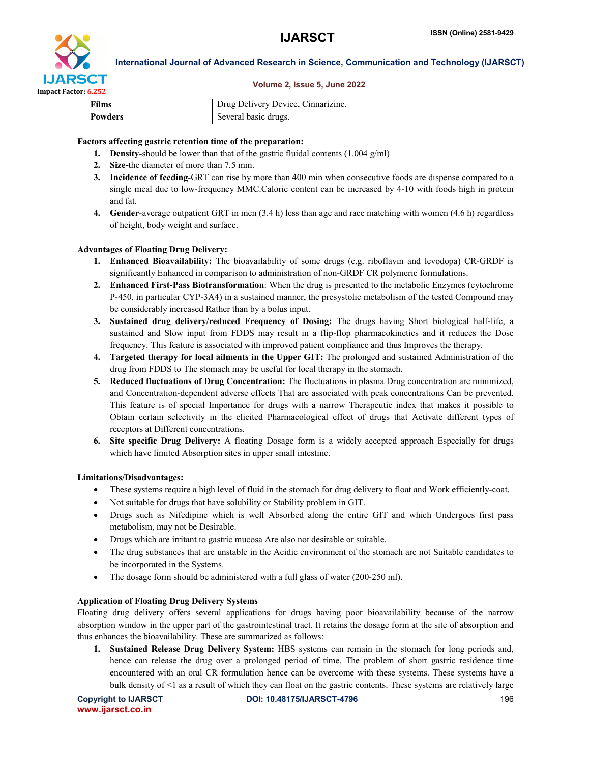| Films | Drug Delivery Device, Cinnarizine. |
|---|---|
| Powders | Several basic drugs. |

**Factors affecting gastric retention time of the preparation:**

1. **Density-**should be lower than that of the gastric fluidal contents (1.004 g/ml)
2. **Size-**the diameter of more than 7.5 mm.
3. **Incidence of feeding-**GRT can rise by more than 400 min when consecutive foods are dispense compared to a single meal due to low-frequency MMC.Caloric content can be increased by 4-10 with foods high in protein and fat.
4. **Gender**-average outpatient GRT in men (3.4 h) less than age and race matching with women (4.6 h) regardless of height, body weight and surface.

**Advantages of Floating Drug Delivery:**

1. **Enhanced Bioavailability:** The bioavailability of some drugs (e.g. riboflavin and levodopa) CR-GRDF is significantly Enhanced in comparison to administration of non-GRDF CR polymeric formulations.
2. **Enhanced First-Pass Biotransformation**: When the drug is presented to the metabolic Enzymes (cytochrome P-450, in particular CYP-3A4) in a sustained manner, the presystolic metabolism of the tested Compound may be considerably increased Rather than by a bolus input.
3. **Sustained drug delivery/reduced Frequency of Dosing:** The drugs having Short biological half-life, a sustained and Slow input from FDDS may result in a flip-flop pharmacokinetics and it reduces the Dose frequency. This feature is associated with improved patient compliance and thus Improves the therapy.
4. **Targeted therapy for local ailments in the Upper GIT:** The prolonged and sustained Administration of the drug from FDDS to The stomach may be useful for local therapy in the stomach.
5. **Reduced fluctuations of Drug Concentration:** The fluctuations in plasma Drug concentration are minimized, and Concentration-dependent adverse effects That are associated with peak concentrations Can be prevented. This feature is of special Importance for drugs with a narrow Therapeutic index that makes it possible to Obtain certain selectivity in the elicited Pharmacological effect of drugs that Activate different types of receptors at Different concentrations.
6. **Site specific Drug Delivery:** A floating Dosage form is a widely accepted approach Especially for drugs which have limited Absorption sites in upper small intestine.

**Limitations/Disadvantages:**

- These systems require a high level of fluid in the stomach for drug delivery to float and Work efficiently-coat.
- Not suitable for drugs that have solubility or Stability problem in GIT.
- Drugs such as Nifedipine which is well Absorbed along the entire GIT and which Undergoes first pass metabolism, may not be Desirable.
- Drugs which are irritant to gastric mucosa Are also not desirable or suitable.
- The drug substances that are unstable in the Acidic environment of the stomach are not Suitable candidates to be incorporated in the Systems.
- The dosage form should be administered with a full glass of water (200-250 ml).

**Application of Floating Drug Delivery Systems**

Floating drug delivery offers several applications for drugs having poor bioavailability because of the narrow absorption window in the upper part of the gastrointestinal tract. It retains the dosage form at the site of absorption and thus enhances the bioavailability. These are summarized as follows:

1. **Sustained Release Drug Delivery System:** HBS systems can remain in the stomach for long periods and, hence can release the drug over a prolonged period of time. The problem of short gastric residence time encountered with an oral CR formulation hence can be overcome with these systems. These systems have a bulk density of <1 as a result of which they can float on the gastric contents. These systems are relatively large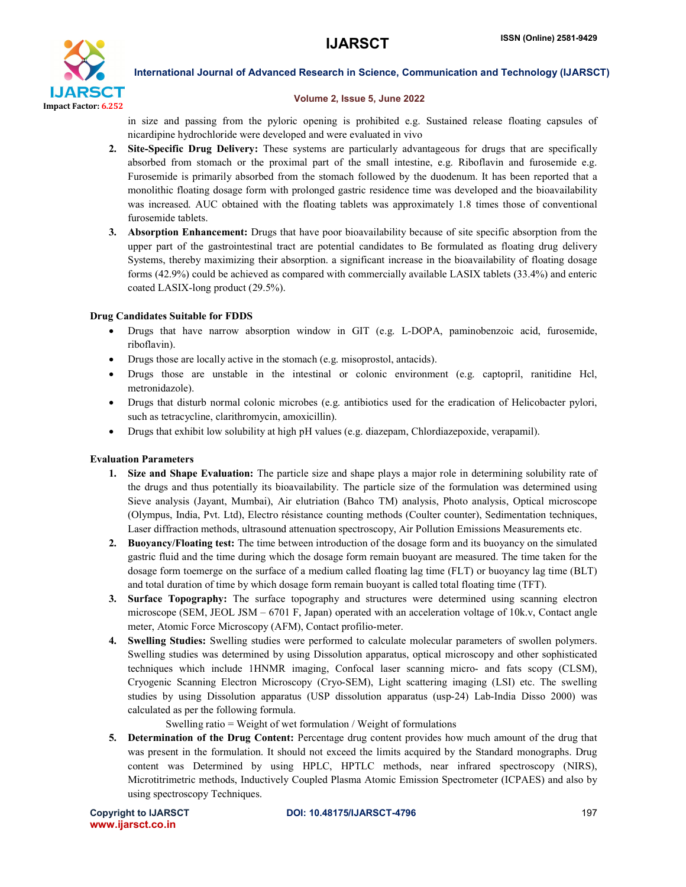in size and passing from the pyloric opening is prohibited e.g. Sustained release floating capsules of nicardipine hydrochloride were developed and were evaluated in vivo

2. **Site-Specific Drug Delivery:** These systems are particularly advantageous for drugs that are specifically absorbed from stomach or the proximal part of the small intestine, e.g. Riboflavin and furosemide e.g. Furosemide is primarily absorbed from the stomach followed by the duodenum. It has been reported that a monolithic floating dosage form with prolonged gastric residence time was developed and the bioavailability was increased. AUC obtained with the floating tablets was approximately 1.8 times those of conventional furosemide tablets.
3. **Absorption Enhancement:** Drugs that have poor bioavailability because of site specific absorption from the upper part of the gastrointestinal tract are potential candidates to Be formulated as floating drug delivery Systems, thereby maximizing their absorption. a significant increase in the bioavailability of floating dosage forms (42.9%) could be achieved as compared with commercially available LASIX tablets (33.4%) and enteric coated LASIX-long product (29.5%).

**Drug Candidates Suitable for FDDS**

- Drugs that have narrow absorption window in GIT (e.g. L-DOPA, paminobenzoic acid, furosemide, riboflavin).
- Drugs those are locally active in the stomach (e.g. misoprostol, antacids).
- Drugs those are unstable in the intestinal or colonic environment (e.g. captopril, ranitidine Hcl, metronidazole).
- Drugs that disturb normal colonic microbes (e.g. antibiotics used for the eradication of Helicobacter pylori, such as tetracycline, clarithromycin, amoxicillin).
- Drugs that exhibit low solubility at high pH values (e.g. diazepam, Chlordiazepoxide, verapamil).

**Evaluation Parameters**

1. **Size and Shape Evaluation:** The particle size and shape plays a major role in determining solubility rate of the drugs and thus potentially its bioavailability. The particle size of the formulation was determined using Sieve analysis (Jayant, Mumbai), Air elutriation (Bahco TM) analysis, Photo analysis, Optical microscope (Olympus, India, Pvt. Ltd), Electro résistance counting methods (Coulter counter), Sedimentation techniques, Laser diffraction methods, ultrasound attenuation spectroscopy, Air Pollution Emissions Measurements etc.
2. **Buoyancy/Floating test:** The time between introduction of the dosage form and its buoyancy on the simulated gastric fluid and the time during which the dosage form remain buoyant are measured. The time taken for the dosage form toemerge on the surface of a medium called floating lag time (FLT) or buoyancy lag time (BLT) and total duration of time by which dosage form remain buoyant is called total floating time (TFT).
3. **Surface Topography:** The surface topography and structures were determined using scanning electron microscope (SEM, JEOL JSM – 6701 F, Japan) operated with an acceleration voltage of 10k.v, Contact angle meter, Atomic Force Microscopy (AFM), Contact profilio-meter.
4. **Swelling Studies:** Swelling studies were performed to calculate molecular parameters of swollen polymers. Swelling studies was determined by using Dissolution apparatus, optical microscopy and other sophisticated techniques which include 1HNMR imaging, Confocal laser scanning micro- and fats scopy (CLSM), Cryogenic Scanning Electron Microscopy (Cryo-SEM), Light scattering imaging (LSI) etc. The swelling studies by using Dissolution apparatus (USP dissolution apparatus (usp-24) Lab-India Disso 2000) was calculated as per the following formula.

   Swelling ratio = Weight of wet formulation / Weight of formulations
5. **Determination of the Drug Content:** Percentage drug content provides how much amount of the drug that was present in the formulation. It should not exceed the limits acquired by the Standard monographs. Drug content was Determined by using HPLC, HPTLC methods, near infrared spectroscopy (NIRS), Microtitrimetric methods, Inductively Coupled Plasma Atomic Emission Spectrometer (ICPAES) and also by using spectroscopy Techniques.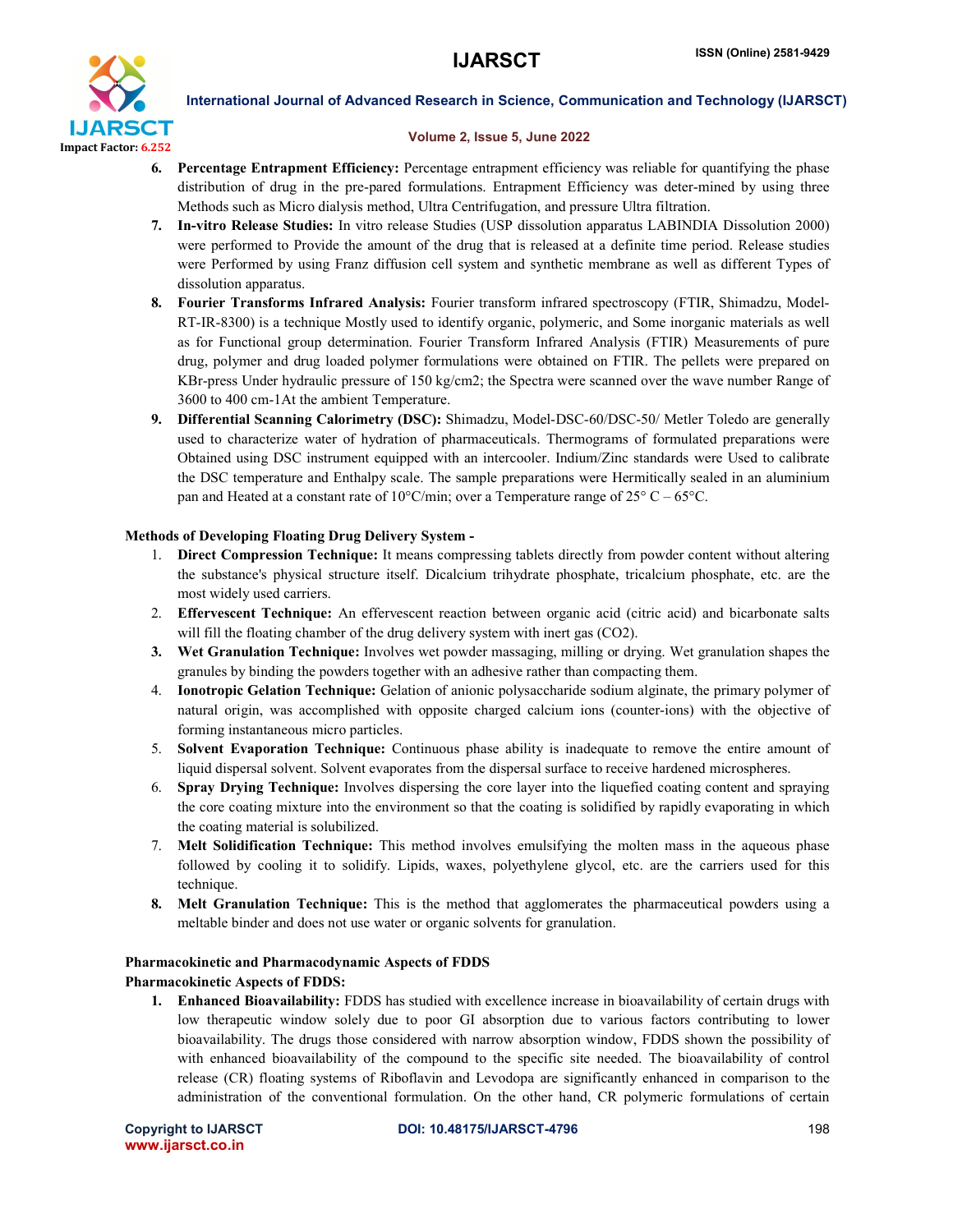6. **Percentage Entrapment Efficiency:** Percentage entrapment efficiency was reliable for quantifying the phase distribution of drug in the pre-pared formulations. Entrapment Efficiency was deter-mined by using three Methods such as Micro dialysis method, Ultra Centrifugation, and pressure Ultra filtration.
7. **In-vitro Release Studies:** In vitro release Studies (USP dissolution apparatus LABINDIA Dissolution 2000) were performed to Provide the amount of the drug that is released at a definite time period. Release studies were Performed by using Franz diffusion cell system and synthetic membrane as well as different Types of dissolution apparatus.
8. **Fourier Transforms Infrared Analysis:** Fourier transform infrared spectroscopy (FTIR, Shimadzu, Model-RT-IR-8300) is a technique Mostly used to identify organic, polymeric, and Some inorganic materials as well as for Functional group determination. Fourier Transform Infrared Analysis (FTIR) Measurements of pure drug, polymer and drug loaded polymer formulations were obtained on FTIR. The pellets were prepared on KBr-press Under hydraulic pressure of 150 kg/cm2; the Spectra were scanned over the wave number Range of 3600 to 400 cm-1At the ambient Temperature.
9. **Differential Scanning Calorimetry (DSC):** Shimadzu, Model-DSC-60/DSC-50/ Metler Toledo are generally used to characterize water of hydration of pharmaceuticals. Thermograms of formulated preparations were Obtained using DSC instrument equipped with an intercooler. Indium/Zinc standards were Used to calibrate the DSC temperature and Enthalpy scale. The sample preparations were Hermitically sealed in an aluminium pan and Heated at a constant rate of 10°C/min; over a Temperature range of 25° C – 65°C.

**Methods of Developing Floating Drug Delivery System -**

1. **Direct Compression Technique:** It means compressing tablets directly from powder content without altering the substance's physical structure itself. Dicalcium trihydrate phosphate, tricalcium phosphate, etc. are the most widely used carriers.
2. **Effervescent Technique:** An effervescent reaction between organic acid (citric acid) and bicarbonate salts will fill the floating chamber of the drug delivery system with inert gas ($CO_2$).
3. **Wet Granulation Technique:** Involves wet powder massaging, milling or drying. Wet granulation shapes the granules by binding the powders together with an adhesive rather than compacting them.
4. **Ionotropic Gelation Technique:** Gelation of anionic polysaccharide sodium alginate, the primary polymer of natural origin, was accomplished with opposite charged calcium ions (counter-ions) with the objective of forming instantaneous micro particles.
5. **Solvent Evaporation Technique:** Continuous phase ability is inadequate to remove the entire amount of liquid dispersal solvent. Solvent evaporates from the dispersal surface to receive hardened microspheres.
6. **Spray Drying Technique:** Involves dispersing the core layer into the liquefied coating content and spraying the core coating mixture into the environment so that the coating is solidified by rapidly evaporating in which the coating material is solubilized.
7. **Melt Solidification Technique:** This method involves emulsifying the molten mass in the aqueous phase followed by cooling it to solidify. Lipids, waxes, polyethylene glycol, etc. are the carriers used for this technique.
8. **Melt Granulation Technique:** This is the method that agglomerates the pharmaceutical powders using a meltable binder and does not use water or organic solvents for granulation.

**Pharmacokinetic and Pharmacodynamic Aspects of FDDS**

**Pharmacokinetic Aspects of FDDS:**

1. **Enhanced Bioavailability:** FDDS has studied with excellence increase in bioavailability of certain drugs with low therapeutic window solely due to poor GI absorption due to various factors contributing to lower bioavailability. The drugs those considered with narrow absorption window, FDDS shown the possibility of with enhanced bioavailability of the compound to the specific site needed. The bioavailability of control release (CR) floating systems of Riboflavin and Levodopa are significantly enhanced in comparison to the administration of the conventional formulation. On the other hand, CR polymeric formulations of certain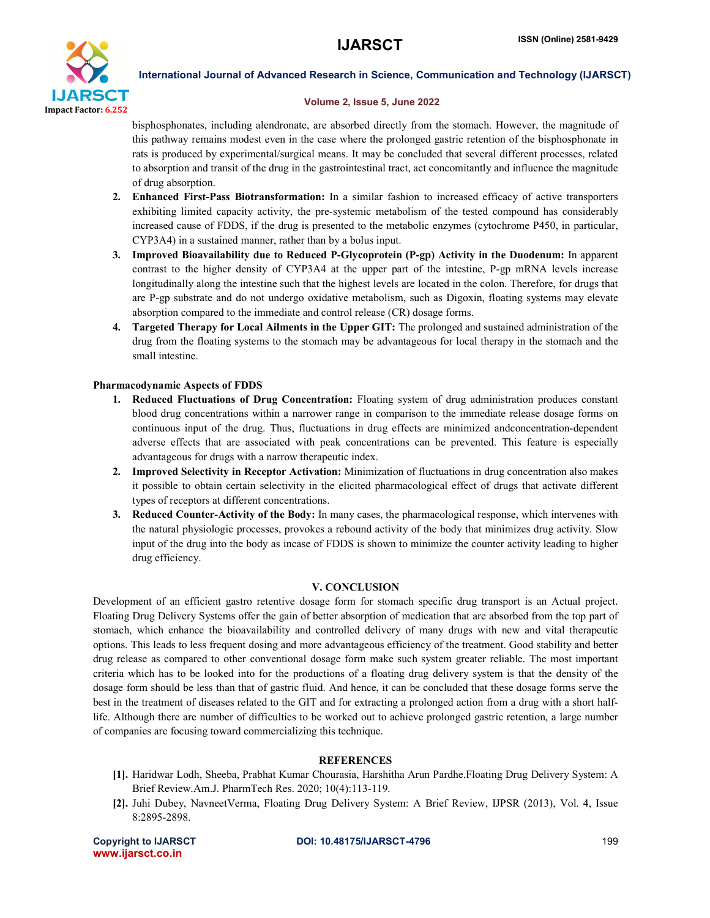bisphosphonates, including alendronate, are absorbed directly from the stomach. However, the magnitude of this pathway remains modest even in the case where the prolonged gastric retention of the bisphosphonate in rats is produced by experimental/surgical means. It may be concluded that several different processes, related to absorption and transit of the drug in the gastrointestinal tract, act concomitantly and influence the magnitude of drug absorption.

2. **Enhanced First-Pass Biotransformation:** In a similar fashion to increased efficacy of active transporters exhibiting limited capacity activity, the pre-systemic metabolism of the tested compound has considerably increased cause of FDDS, if the drug is presented to the metabolic enzymes (cytochrome P450, in particular, CYP3A4) in a sustained manner, rather than by a bolus input.
3. **Improved Bioavailability due to Reduced P-Glycoprotein (P-gp) Activity in the Duodenum:** In apparent contrast to the higher density of CYP3A4 at the upper part of the intestine, P-gp mRNA levels increase longitudinally along the intestine such that the highest levels are located in the colon. Therefore, for drugs that are P-gp substrate and do not undergo oxidative metabolism, such as Digoxin, floating systems may elevate absorption compared to the immediate and control release (CR) dosage forms.
4. **Targeted Therapy for Local Ailments in the Upper GIT:** The prolonged and sustained administration of the drug from the floating systems to the stomach may be advantageous for local therapy in the stomach and the small intestine.

**Pharmacodynamic Aspects of FDDS**

1. **Reduced Fluctuations of Drug Concentration:** Floating system of drug administration produces constant blood drug concentrations within a narrower range in comparison to the immediate release dosage forms on continuous input of the drug. Thus, fluctuations in drug effects are minimized andconcentration-dependent adverse effects that are associated with peak concentrations can be prevented. This feature is especially advantageous for drugs with a narrow therapeutic index.
2. **Improved Selectivity in Receptor Activation:** Minimization of fluctuations in drug concentration also makes it possible to obtain certain selectivity in the elicited pharmacological effect of drugs that activate different types of receptors at different concentrations.
3. **Reduced Counter-Activity of the Body:** In many cases, the pharmacological response, which intervenes with the natural physiologic processes, provokes a rebound activity of the body that minimizes drug activity. Slow input of the drug into the body as incase of FDDS is shown to minimize the counter activity leading to higher drug efficiency.

## V. CONCLUSION

Development of an efficient gastro retentive dosage form for stomach specific drug transport is an Actual project. Floating Drug Delivery Systems offer the gain of better absorption of medication that are absorbed from the top part of stomach, which enhance the bioavailability and controlled delivery of many drugs with new and vital therapeutic options. This leads to less frequent dosing and more advantageous efficiency of the treatment. Good stability and better drug release as compared to other conventional dosage form make such system greater reliable. The most important criteria which has to be looked into for the productions of a floating drug delivery system is that the density of the dosage form should be less than that of gastric fluid. And hence, it can be concluded that these dosage forms serve the best in the treatment of diseases related to the GIT and for extracting a prolonged action from a drug with a short half-life. Although there are number of difficulties to be worked out to achieve prolonged gastric retention, a large number of companies are focusing toward commercializing this technique.

## REFERENCES

[1]. Haridwar Lodh, Sheeba, Prabhat Kumar Chourasia, Harshitha Arun Pardhe.Floating Drug Delivery System: A Brief Review.Am.J. PharmTech Res. 2020; 10(4):113-119.

[2]. Juhi Dubey, NavneetVerma, Floating Drug Delivery System: A Brief Review, IJPSR (2013), Vol. 4, Issue 8:2895-2898.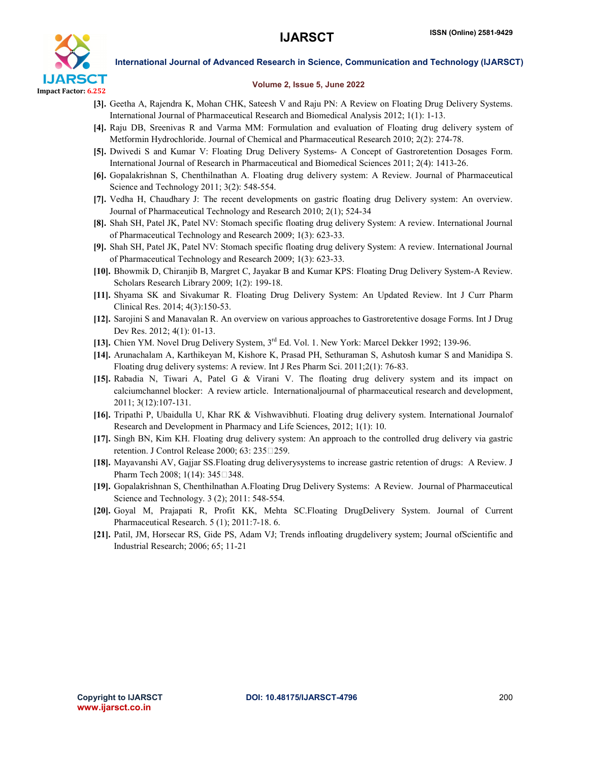[3]. Geetha A, Rajendra K, Mohan CHK, Sateesh V and Raju PN: A Review on Floating Drug Delivery Systems. International Journal of Pharmaceutical Research and Biomedical Analysis 2012; 1(1): 1-13.

[4]. Raju DB, Sreenivas R and Varma MM: Formulation and evaluation of Floating drug delivery system of Metformin Hydrochloride. Journal of Chemical and Pharmaceutical Research 2010; 2(2): 274-78.

[5]. Dwivedi S and Kumar V: Floating Drug Delivery Systems- A Concept of Gastroretention Dosages Form. International Journal of Research in Pharmaceutical and Biomedical Sciences 2011; 2(4): 1413-26.

[6]. Gopalakrishnan S, Chenthilnathan A. Floating drug delivery system: A Review. Journal of Pharmaceutical Science and Technology 2011; 3(2): 548-554.

[7]. Vedha H, Chaudhary J: The recent developments on gastric floating drug Delivery system: An overview. Journal of Pharmaceutical Technology and Research 2010; 2(1); 524-34

[8]. Shah SH, Patel JK, Patel NV: Stomach specific floating drug delivery System: A review. International Journal of Pharmaceutical Technology and Research 2009; 1(3): 623-33.

[9]. Shah SH, Patel JK, Patel NV: Stomach specific floating drug delivery System: A review. International Journal of Pharmaceutical Technology and Research 2009; 1(3): 623-33.

[10]. Bhowmik D, Chiranjib B, Margret C, Jayakar B and Kumar KPS: Floating Drug Delivery System-A Review. Scholars Research Library 2009; 1(2): 199-18.

[11]. Shyama SK and Sivakumar R. Floating Drug Delivery System: An Updated Review. Int J Curr Pharm Clinical Res. 2014; 4(3):150-53.

[12]. Sarojini S and Manavalan R. An overview on various approaches to Gastroretentive dosage Forms. Int J Drug Dev Res. 2012; 4(1): 01-13.

[13]. Chien YM. Novel Drug Delivery System, 3rd Ed. Vol. 1. New York: Marcel Dekker 1992; 139-96.

[14]. Arunachalam A, Karthikeyan M, Kishore K, Prasad PH, Sethuraman S, Ashutosh kumar S and Manidipa S. Floating drug delivery systems: A review. Int J Res Pharm Sci. 2011;2(1): 76-83.

[15]. Rabadia N, Tiwari A, Patel G & Virani V. The floating drug delivery system and its impact on calciumchannel blocker: A review article. Internationaljournal of pharmaceutical research and development, 2011; 3(12):107-131.

[16]. Tripathi P, Ubaidulla U, Khar RK & Vishwavibhuti. Floating drug delivery system. International Journalof Research and Development in Pharmacy and Life Sciences, 2012; 1(1): 10.

[17]. Singh BN, Kim KH. Floating drug delivery system: An approach to the controlled drug delivery via gastric retention. J Control Release 2000; 63: 235□259.

[18]. Mayavanshi AV, Gajjar SS.Floating drug deliverysystems to increase gastric retention of drugs: A Review. J Pharm Tech 2008; 1(14): 345□348.

[19]. Gopalakrishnan S, Chenthilnathan A.Floating Drug Delivery Systems: A Review. Journal of Pharmaceutical Science and Technology. 3 (2); 2011: 548-554.

[20]. Goyal M, Prajapati R, Profit KK, Mehta SC.Floating DrugDelivery System. Journal of Current Pharmaceutical Research. 5 (1); 2011:7-18. 6.

[21]. Patil, JM, Horsecar RS, Gide PS, Adam VJ; Trends infloating drugdelivery system; Journal ofScientific and Industrial Research; 2006; 65; 11-21